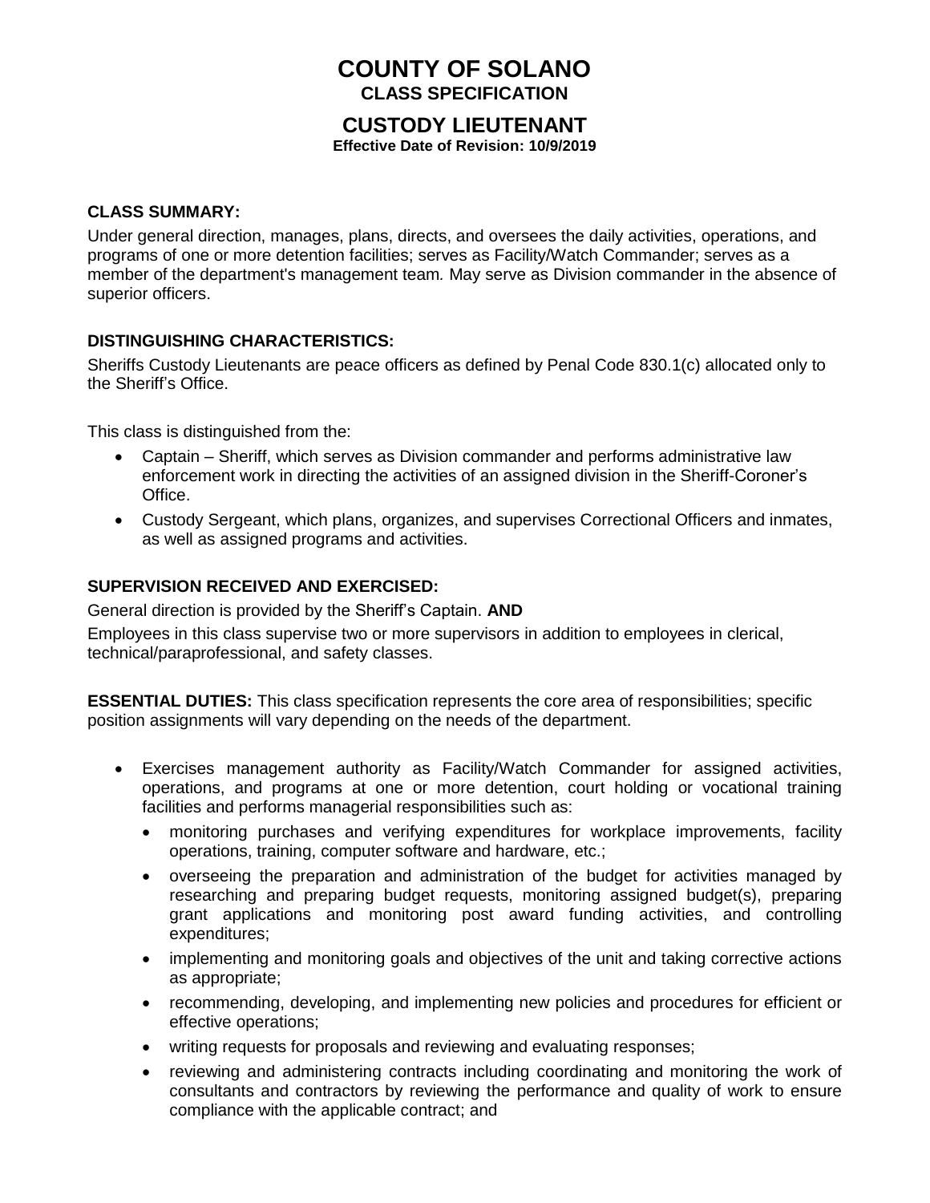# COUNTY OF SOLANO
## CLASS SPECIFICATION

## CUSTODY LIEUTENANT
**Effective Date of Revision: 10/9/2019**

**CLASS SUMMARY:**

Under general direction, manages, plans, directs, and oversees the daily activities, operations, and programs of one or more detention facilities; serves as Facility/Watch Commander; serves as a member of the department's management team*.* May serve as Division commander in the absence of superior officers.

**DISTINGUISHING CHARACTERISTICS:**

Sheriffs Custody Lieutenants are peace officers as defined by Penal Code 830.1(c) allocated only to the Sheriff's Office.

This class is distinguished from the:

- Captain – Sheriff, which serves as Division commander and performs administrative law enforcement work in directing the activities of an assigned division in the Sheriff-Coroner's Office.
- Custody Sergeant, which plans, organizes, and supervises Correctional Officers and inmates, as well as assigned programs and activities.

**SUPERVISION RECEIVED AND EXERCISED:**

General direction is provided by the Sheriff's Captain. **AND**

Employees in this class supervise two or more supervisors in addition to employees in clerical, technical/paraprofessional, and safety classes.

**ESSENTIAL DUTIES:** This class specification represents the core area of responsibilities; specific position assignments will vary depending on the needs of the department.

- Exercises management authority as Facility/Watch Commander for assigned activities, operations, and programs at one or more detention, court holding or vocational training facilities and performs managerial responsibilities such as:
  - monitoring purchases and verifying expenditures for workplace improvements, facility operations, training, computer software and hardware, etc.;
  - overseeing the preparation and administration of the budget for activities managed by researching and preparing budget requests, monitoring assigned budget(s), preparing grant applications and monitoring post award funding activities, and controlling expenditures;
  - implementing and monitoring goals and objectives of the unit and taking corrective actions as appropriate;
  - recommending, developing, and implementing new policies and procedures for efficient or effective operations;
  - writing requests for proposals and reviewing and evaluating responses;
  - reviewing and administering contracts including coordinating and monitoring the work of consultants and contractors by reviewing the performance and quality of work to ensure compliance with the applicable contract; and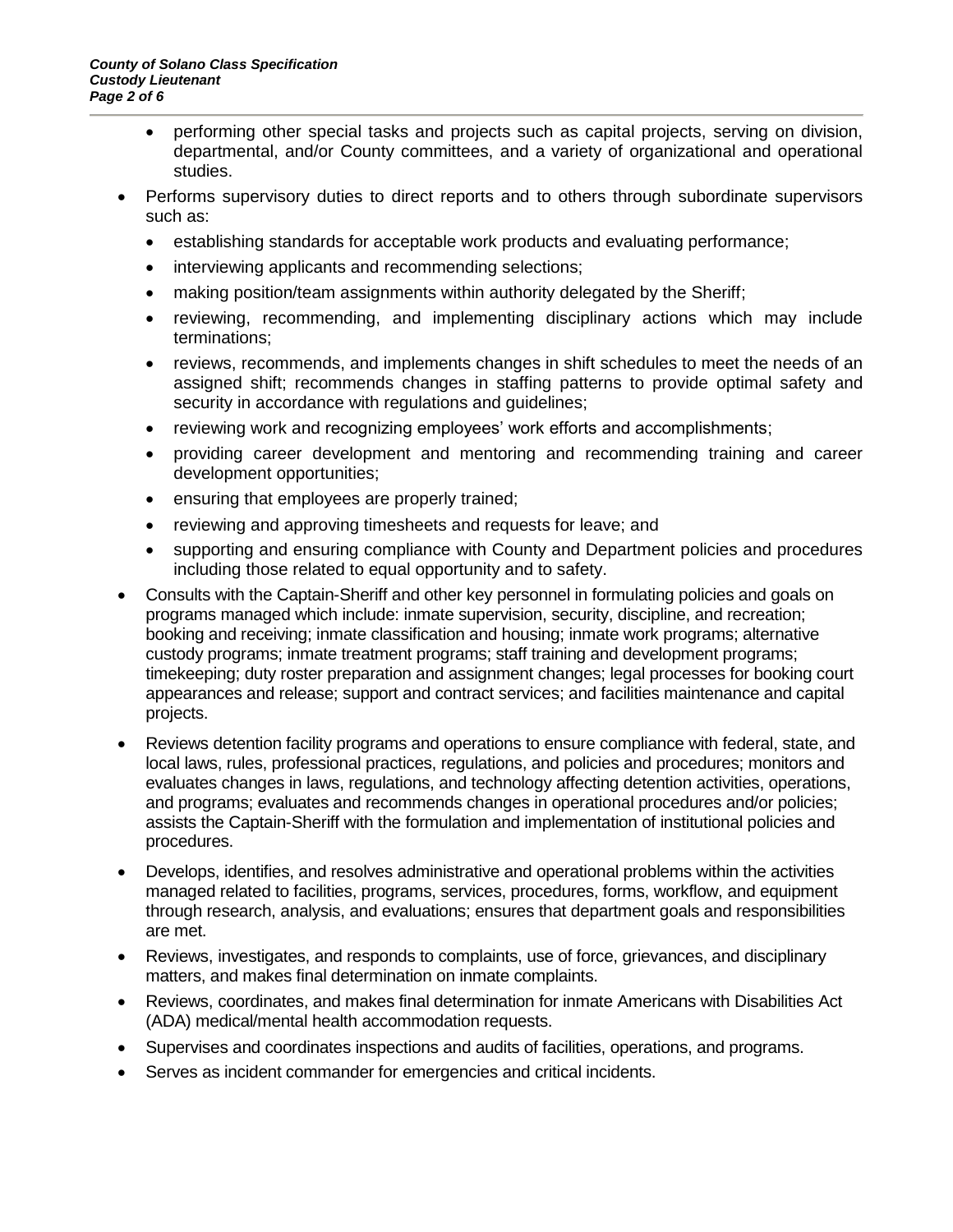- performing other special tasks and projects such as capital projects, serving on division, departmental, and/or County committees, and a variety of organizational and operational studies.
- Performs supervisory duties to direct reports and to others through subordinate supervisors such as:
  - establishing standards for acceptable work products and evaluating performance;
  - interviewing applicants and recommending selections;
  - making position/team assignments within authority delegated by the Sheriff;
  - reviewing, recommending, and implementing disciplinary actions which may include terminations;
  - reviews, recommends, and implements changes in shift schedules to meet the needs of an assigned shift; recommends changes in staffing patterns to provide optimal safety and security in accordance with regulations and guidelines;
  - reviewing work and recognizing employees' work efforts and accomplishments;
  - providing career development and mentoring and recommending training and career development opportunities;
  - ensuring that employees are properly trained;
  - reviewing and approving timesheets and requests for leave; and
  - supporting and ensuring compliance with County and Department policies and procedures including those related to equal opportunity and to safety.
- Consults with the Captain-Sheriff and other key personnel in formulating policies and goals on programs managed which include: inmate supervision, security, discipline, and recreation; booking and receiving; inmate classification and housing; inmate work programs; alternative custody programs; inmate treatment programs; staff training and development programs; timekeeping; duty roster preparation and assignment changes; legal processes for booking court appearances and release; support and contract services; and facilities maintenance and capital projects.
- Reviews detention facility programs and operations to ensure compliance with federal, state, and local laws, rules, professional practices, regulations, and policies and procedures; monitors and evaluates changes in laws, regulations, and technology affecting detention activities, operations, and programs; evaluates and recommends changes in operational procedures and/or policies; assists the Captain-Sheriff with the formulation and implementation of institutional policies and procedures.
- Develops, identifies, and resolves administrative and operational problems within the activities managed related to facilities, programs, services, procedures, forms, workflow, and equipment through research, analysis, and evaluations; ensures that department goals and responsibilities are met.
- Reviews, investigates, and responds to complaints, use of force, grievances, and disciplinary matters, and makes final determination on inmate complaints.
- Reviews, coordinates, and makes final determination for inmate Americans with Disabilities Act (ADA) medical/mental health accommodation requests.
- Supervises and coordinates inspections and audits of facilities, operations, and programs.
- Serves as incident commander for emergencies and critical incidents.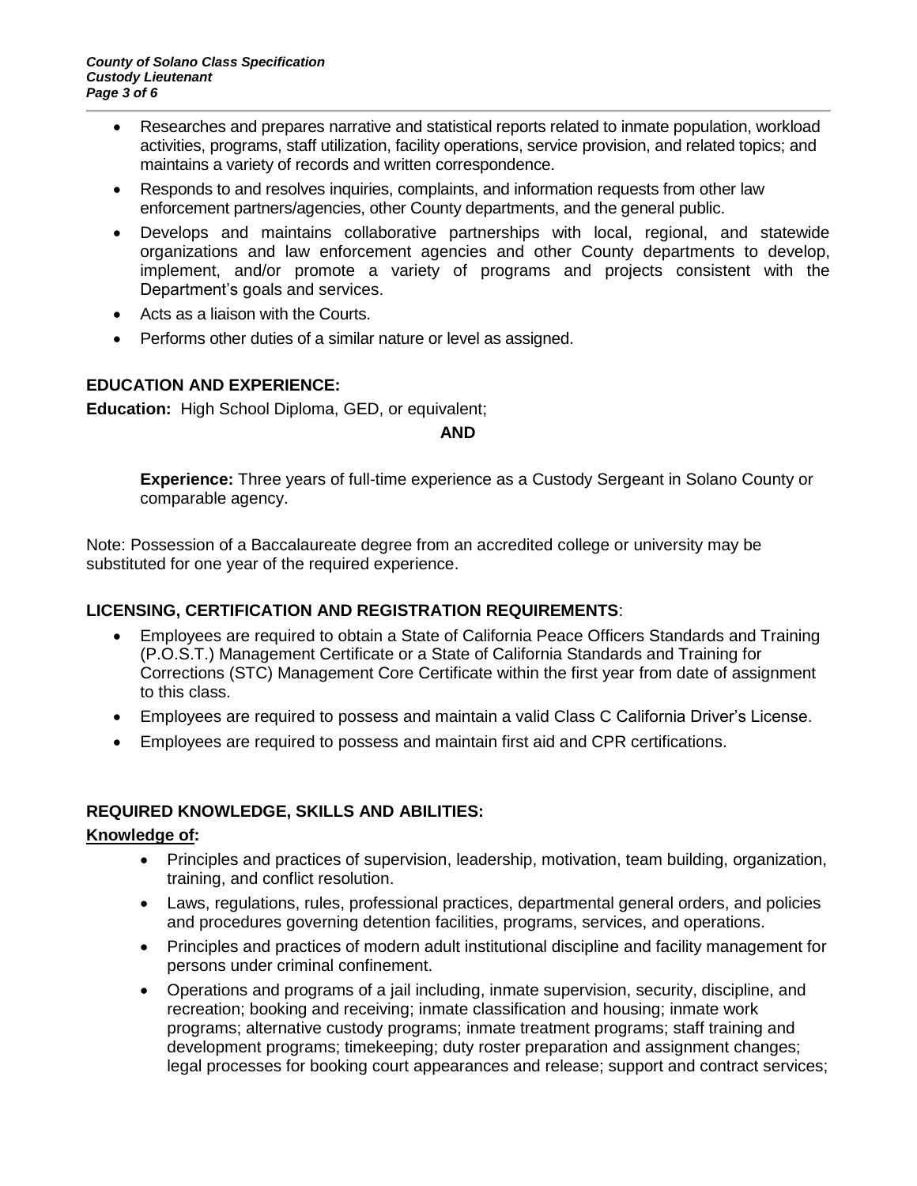- Researches and prepares narrative and statistical reports related to inmate population, workload activities, programs, staff utilization, facility operations, service provision, and related topics; and maintains a variety of records and written correspondence.
- Responds to and resolves inquiries, complaints, and information requests from other law enforcement partners/agencies, other County departments, and the general public.
- Develops and maintains collaborative partnerships with local, regional, and statewide organizations and law enforcement agencies and other County departments to develop, implement, and/or promote a variety of programs and projects consistent with the Department's goals and services.
- Acts as a liaison with the Courts.
- Performs other duties of a similar nature or level as assigned.

## EDUCATION AND EXPERIENCE:

**Education:** High School Diploma, GED, or equivalent;

**AND**

**Experience:** Three years of full-time experience as a Custody Sergeant in Solano County or comparable agency.

Note: Possession of a Baccalaureate degree from an accredited college or university may be substituted for one year of the required experience.

## LICENSING, CERTIFICATION AND REGISTRATION REQUIREMENTS:

- Employees are required to obtain a State of California Peace Officers Standards and Training (P.O.S.T.) Management Certificate or a State of California Standards and Training for Corrections (STC) Management Core Certificate within the first year from date of assignment to this class.
- Employees are required to possess and maintain a valid Class C California Driver's License.
- Employees are required to possess and maintain first aid and CPR certifications.

## REQUIRED KNOWLEDGE, SKILLS AND ABILITIES:

**Knowledge of:**

- Principles and practices of supervision, leadership, motivation, team building, organization, training, and conflict resolution.
- Laws, regulations, rules, professional practices, departmental general orders, and policies and procedures governing detention facilities, programs, services, and operations.
- Principles and practices of modern adult institutional discipline and facility management for persons under criminal confinement.
- Operations and programs of a jail including, inmate supervision, security, discipline, and recreation; booking and receiving; inmate classification and housing; inmate work programs; alternative custody programs; inmate treatment programs; staff training and development programs; timekeeping; duty roster preparation and assignment changes; legal processes for booking court appearances and release; support and contract services;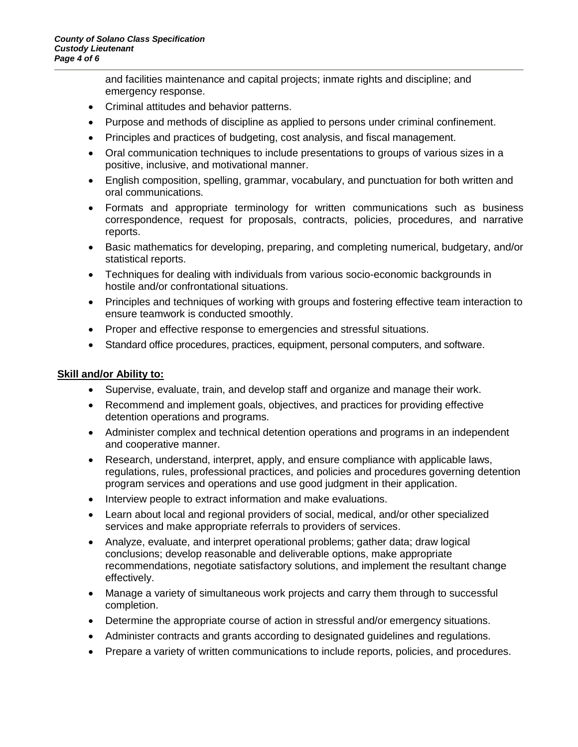and facilities maintenance and capital projects; inmate rights and discipline; and emergency response.

- Criminal attitudes and behavior patterns.
- Purpose and methods of discipline as applied to persons under criminal confinement.
- Principles and practices of budgeting, cost analysis, and fiscal management.
- Oral communication techniques to include presentations to groups of various sizes in a positive, inclusive, and motivational manner.
- English composition, spelling, grammar, vocabulary, and punctuation for both written and oral communications.
- Formats and appropriate terminology for written communications such as business correspondence, request for proposals, contracts, policies, procedures, and narrative reports.
- Basic mathematics for developing, preparing, and completing numerical, budgetary, and/or statistical reports.
- Techniques for dealing with individuals from various socio-economic backgrounds in hostile and/or confrontational situations.
- Principles and techniques of working with groups and fostering effective team interaction to ensure teamwork is conducted smoothly.
- Proper and effective response to emergencies and stressful situations.
- Standard office procedures, practices, equipment, personal computers, and software.

**Skill and/or Ability to:**

- Supervise, evaluate, train, and develop staff and organize and manage their work.
- Recommend and implement goals, objectives, and practices for providing effective detention operations and programs.
- Administer complex and technical detention operations and programs in an independent and cooperative manner.
- Research, understand, interpret, apply, and ensure compliance with applicable laws, regulations, rules, professional practices, and policies and procedures governing detention program services and operations and use good judgment in their application.
- Interview people to extract information and make evaluations.
- Learn about local and regional providers of social, medical, and/or other specialized services and make appropriate referrals to providers of services.
- Analyze, evaluate, and interpret operational problems; gather data; draw logical conclusions; develop reasonable and deliverable options, make appropriate recommendations, negotiate satisfactory solutions, and implement the resultant change effectively.
- Manage a variety of simultaneous work projects and carry them through to successful completion.
- Determine the appropriate course of action in stressful and/or emergency situations.
- Administer contracts and grants according to designated guidelines and regulations.
- Prepare a variety of written communications to include reports, policies, and procedures.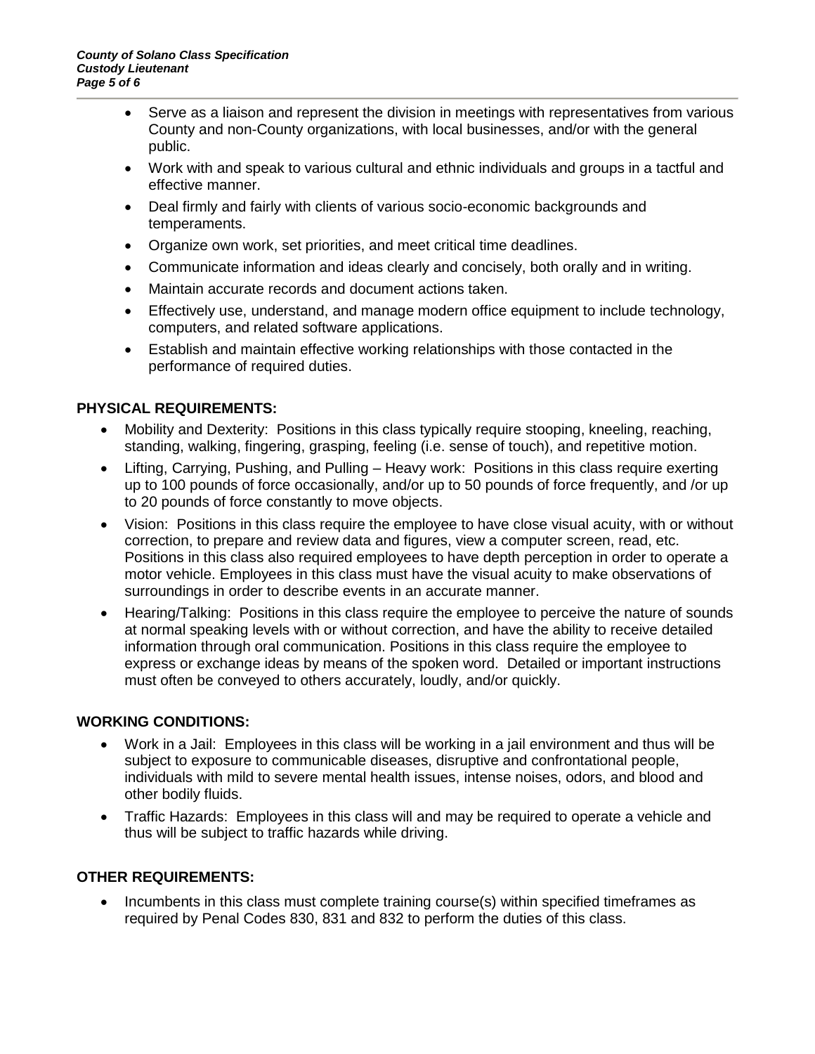- Serve as a liaison and represent the division in meetings with representatives from various County and non-County organizations, with local businesses, and/or with the general public.
- Work with and speak to various cultural and ethnic individuals and groups in a tactful and effective manner.
- Deal firmly and fairly with clients of various socio-economic backgrounds and temperaments.
- Organize own work, set priorities, and meet critical time deadlines.
- Communicate information and ideas clearly and concisely, both orally and in writing.
- Maintain accurate records and document actions taken.
- Effectively use, understand, and manage modern office equipment to include technology, computers, and related software applications.
- Establish and maintain effective working relationships with those contacted in the performance of required duties.

## PHYSICAL REQUIREMENTS:

- Mobility and Dexterity: Positions in this class typically require stooping, kneeling, reaching, standing, walking, fingering, grasping, feeling (i.e. sense of touch), and repetitive motion.
- Lifting, Carrying, Pushing, and Pulling – Heavy work: Positions in this class require exerting up to 100 pounds of force occasionally, and/or up to 50 pounds of force frequently, and /or up to 20 pounds of force constantly to move objects.
- Vision: Positions in this class require the employee to have close visual acuity, with or without correction, to prepare and review data and figures, view a computer screen, read, etc. Positions in this class also required employees to have depth perception in order to operate a motor vehicle. Employees in this class must have the visual acuity to make observations of surroundings in order to describe events in an accurate manner.
- Hearing/Talking: Positions in this class require the employee to perceive the nature of sounds at normal speaking levels with or without correction, and have the ability to receive detailed information through oral communication. Positions in this class require the employee to express or exchange ideas by means of the spoken word. Detailed or important instructions must often be conveyed to others accurately, loudly, and/or quickly.

## WORKING CONDITIONS:

- Work in a Jail: Employees in this class will be working in a jail environment and thus will be subject to exposure to communicable diseases, disruptive and confrontational people, individuals with mild to severe mental health issues, intense noises, odors, and blood and other bodily fluids.
- Traffic Hazards: Employees in this class will and may be required to operate a vehicle and thus will be subject to traffic hazards while driving.

## OTHER REQUIREMENTS:

- Incumbents in this class must complete training course(s) within specified timeframes as required by Penal Codes 830, 831 and 832 to perform the duties of this class.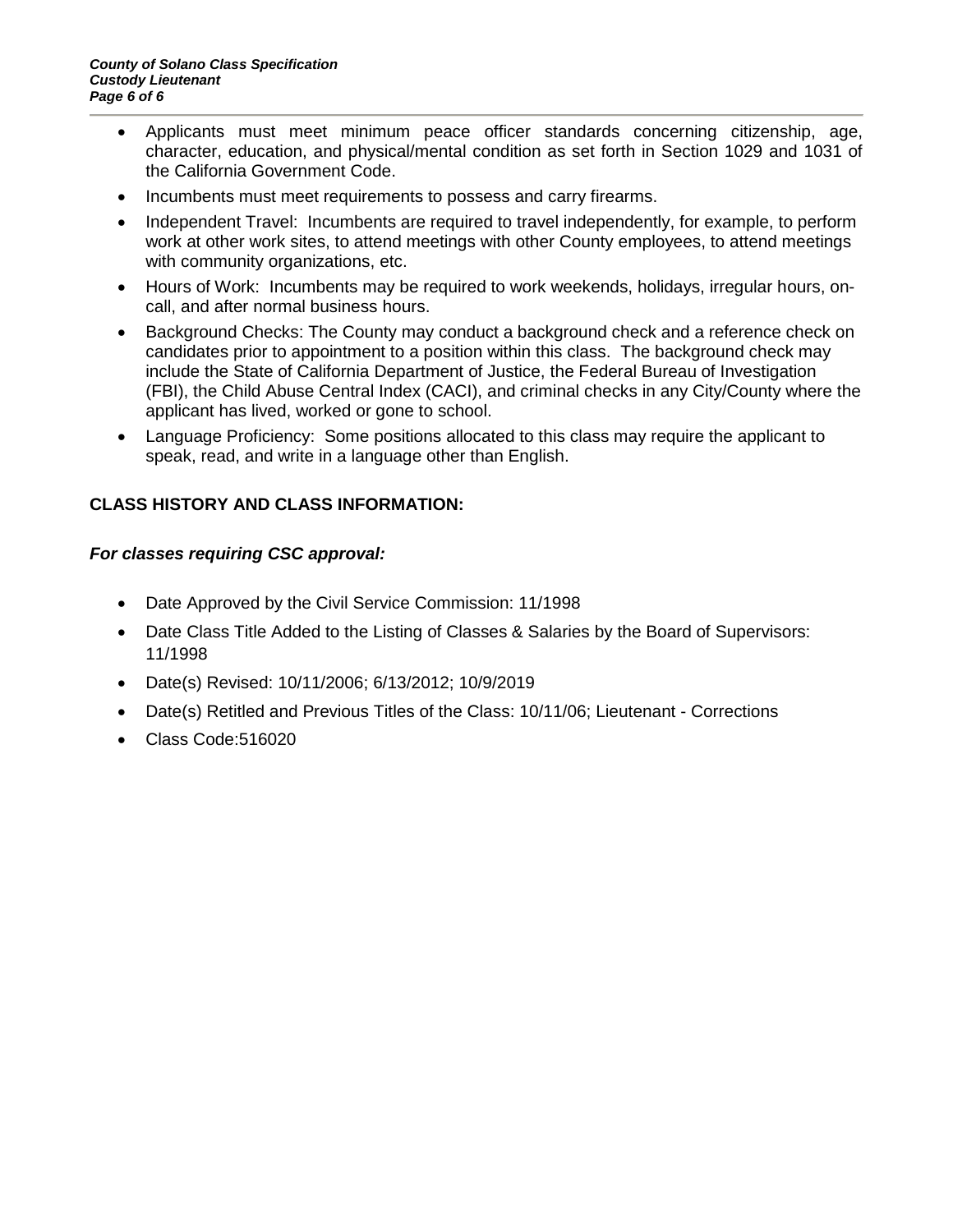- Applicants must meet minimum peace officer standards concerning citizenship, age, character, education, and physical/mental condition as set forth in Section 1029 and 1031 of the California Government Code.
- Incumbents must meet requirements to possess and carry firearms.
- Independent Travel: Incumbents are required to travel independently, for example, to perform work at other work sites, to attend meetings with other County employees, to attend meetings with community organizations, etc.
- Hours of Work: Incumbents may be required to work weekends, holidays, irregular hours, on-call, and after normal business hours.
- Background Checks: The County may conduct a background check and a reference check on candidates prior to appointment to a position within this class. The background check may include the State of California Department of Justice, the Federal Bureau of Investigation (FBI), the Child Abuse Central Index (CACI), and criminal checks in any City/County where the applicant has lived, worked or gone to school.
- Language Proficiency: Some positions allocated to this class may require the applicant to speak, read, and write in a language other than English.

## CLASS HISTORY AND CLASS INFORMATION:

***For classes requiring CSC approval:***

- Date Approved by the Civil Service Commission: 11/1998
- Date Class Title Added to the Listing of Classes & Salaries by the Board of Supervisors: 11/1998
- Date(s) Revised: 10/11/2006; 6/13/2012; 10/9/2019
- Date(s) Retitled and Previous Titles of the Class: 10/11/06; Lieutenant - Corrections
- Class Code:516020